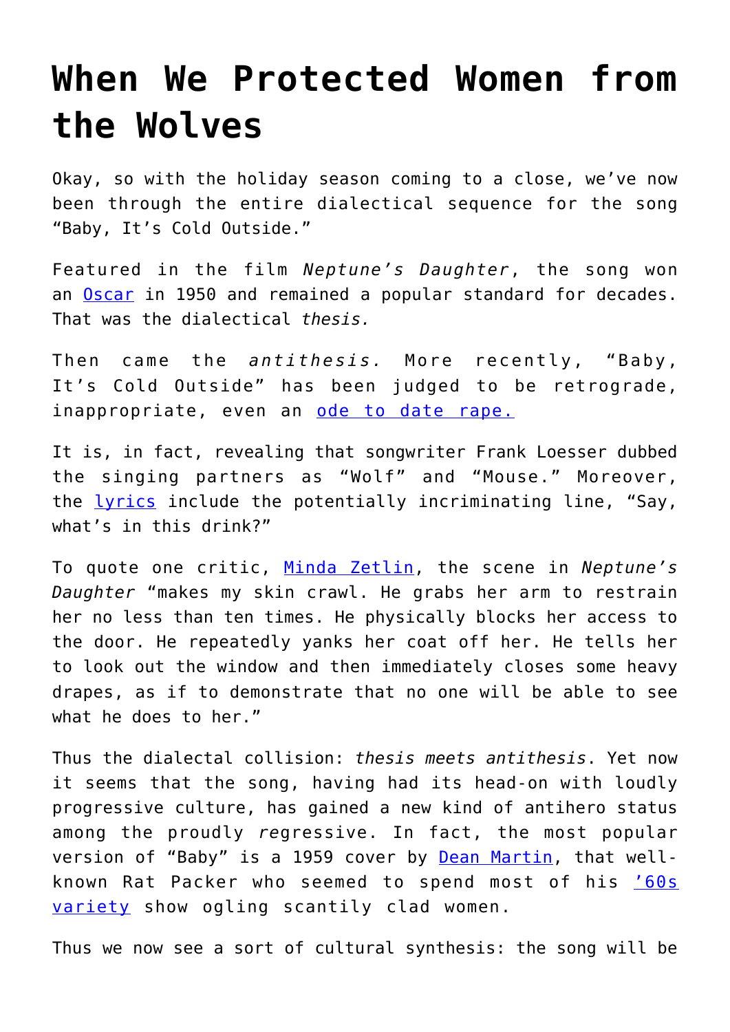# When We Protected Women from the Wolves

Okay, so with the holiday season coming to a close, we've now been through the entire dialectical sequence for the song "Baby, It's Cold Outside."

Featured in the film *Neptune's Daughter*, the song won an Oscar in 1950 and remained a popular standard for decades. That was the dialectical *thesis.*

Then came the *antithesis.* More recently, "Baby, It's Cold Outside" has been judged to be retrograde, inappropriate, even an ode to date rape.

It is, in fact, revealing that songwriter Frank Loesser dubbed the singing partners as "Wolf" and "Mouse." Moreover, the lyrics include the potentially incriminating line, "Say, what's in this drink?"

To quote one critic, Minda Zetlin, the scene in *Neptune's Daughter* "makes my skin crawl. He grabs her arm to restrain her no less than ten times. He physically blocks her access to the door. He repeatedly yanks her coat off her. He tells her to look out the window and then immediately closes some heavy drapes, as if to demonstrate that no one will be able to see what he does to her."

Thus the dialectal collision: *thesis meets antithesis*. Yet now it seems that the song, having had its head-on with loudly progressive culture, has gained a new kind of antihero status among the proudly *re*gressive. In fact, the most popular version of "Baby" is a 1959 cover by Dean Martin, that well-known Rat Packer who seemed to spend most of his '60s variety show ogling scantily clad women.

Thus we now see a sort of cultural synthesis: the song will be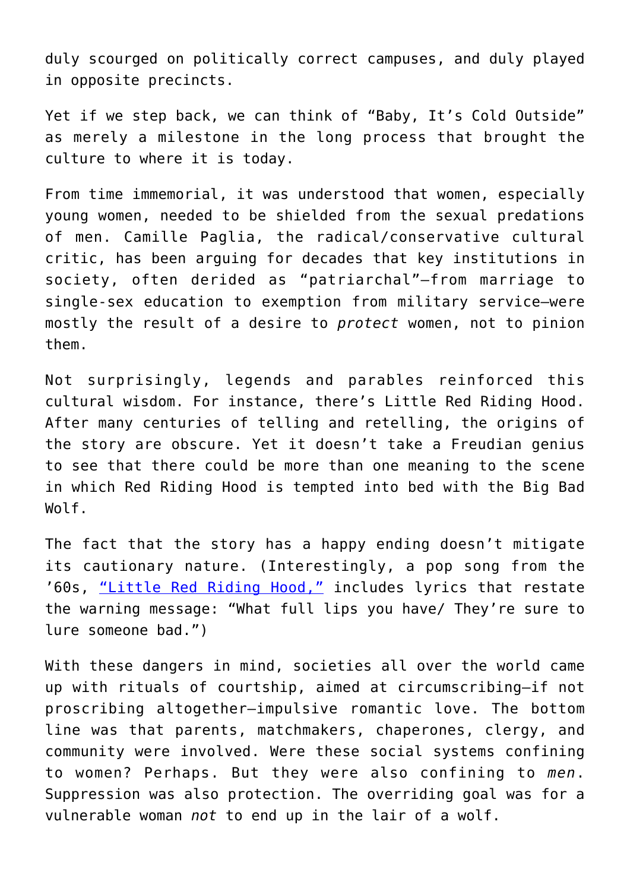duly scourged on politically correct campuses, and duly played in opposite precincts.

Yet if we step back, we can think of “Baby, It’s Cold Outside” as merely a milestone in the long process that brought the culture to where it is today.

From time immemorial, it was understood that women, especially young women, needed to be shielded from the sexual predations of men. Camille Paglia, the radical/conservative cultural critic, has been arguing for decades that key institutions in society, often derided as “patriarchal”—from marriage to single-sex education to exemption from military service—were mostly the result of a desire to *protect* women, not to pinion them.

Not surprisingly, legends and parables reinforced this cultural wisdom. For instance, there’s Little Red Riding Hood. After many centuries of telling and retelling, the origins of the story are obscure. Yet it doesn’t take a Freudian genius to see that there could be more than one meaning to the scene in which Red Riding Hood is tempted into bed with the Big Bad Wolf.

The fact that the story has a happy ending doesn’t mitigate its cautionary nature. (Interestingly, a pop song from the ’60s, “Little Red Riding Hood,” includes lyrics that restate the warning message: “What full lips you have/ They’re sure to lure someone bad.”)

With these dangers in mind, societies all over the world came up with rituals of courtship, aimed at circumscribing—if not proscribing altogether—impulsive romantic love. The bottom line was that parents, matchmakers, chaperones, clergy, and community were involved. Were these social systems confining to women? Perhaps. But they were also confining to *men*. Suppression was also protection. The overriding goal was for a vulnerable woman *not* to end up in the lair of a wolf.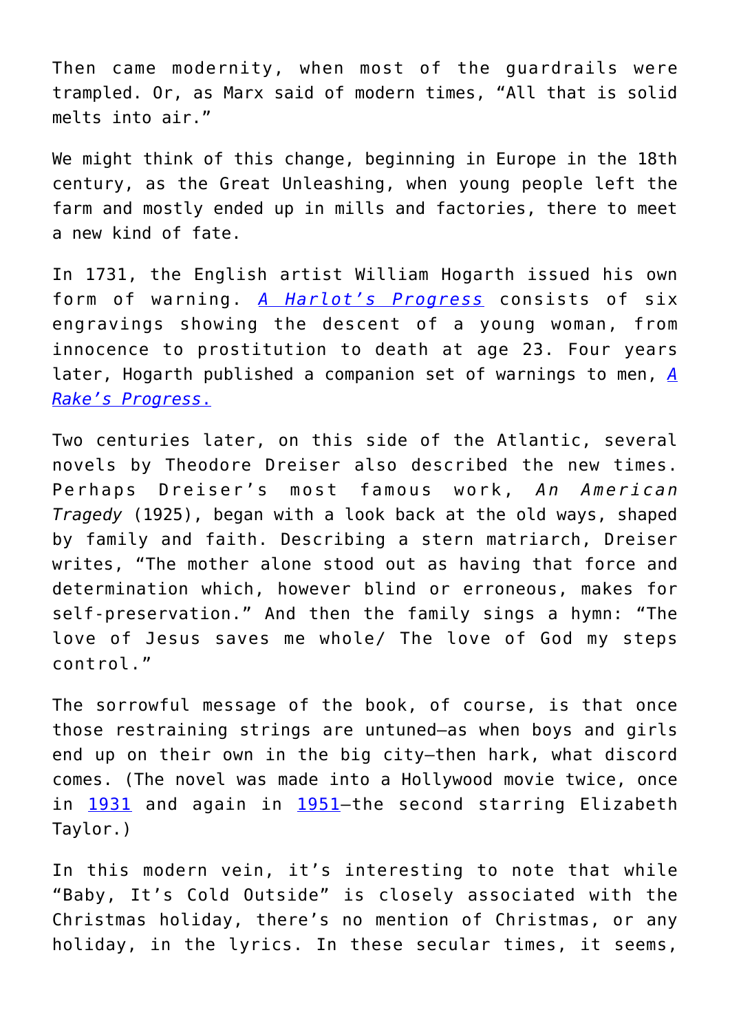Then came modernity, when most of the guardrails were trampled. Or, as Marx said of modern times, “All that is solid melts into air.”

We might think of this change, beginning in Europe in the 18th century, as the Great Unleashing, when young people left the farm and mostly ended up in mills and factories, there to meet a new kind of fate.

In 1731, the English artist William Hogarth issued his own form of warning. *A Harlot’s Progress* consists of six engravings showing the descent of a young woman, from innocence to prostitution to death at age 23. Four years later, Hogarth published a companion set of warnings to men, *A Rake’s Progress.*

Two centuries later, on this side of the Atlantic, several novels by Theodore Dreiser also described the new times. Perhaps Dreiser’s most famous work, *An American Tragedy* (1925), began with a look back at the old ways, shaped by family and faith. Describing a stern matriarch, Dreiser writes, “The mother alone stood out as having that force and determination which, however blind or erroneous, makes for self-preservation.” And then the family sings a hymn: “The love of Jesus saves me whole/ The love of God my steps control.”

The sorrowful message of the book, of course, is that once those restraining strings are untuned—as when boys and girls end up on their own in the big city—then hark, what discord comes. (The novel was made into a Hollywood movie twice, once in 1931 and again in 1951—the second starring Elizabeth Taylor.)

In this modern vein, it’s interesting to note that while “Baby, It’s Cold Outside” is closely associated with the Christmas holiday, there’s no mention of Christmas, or any holiday, in the lyrics. In these secular times, it seems,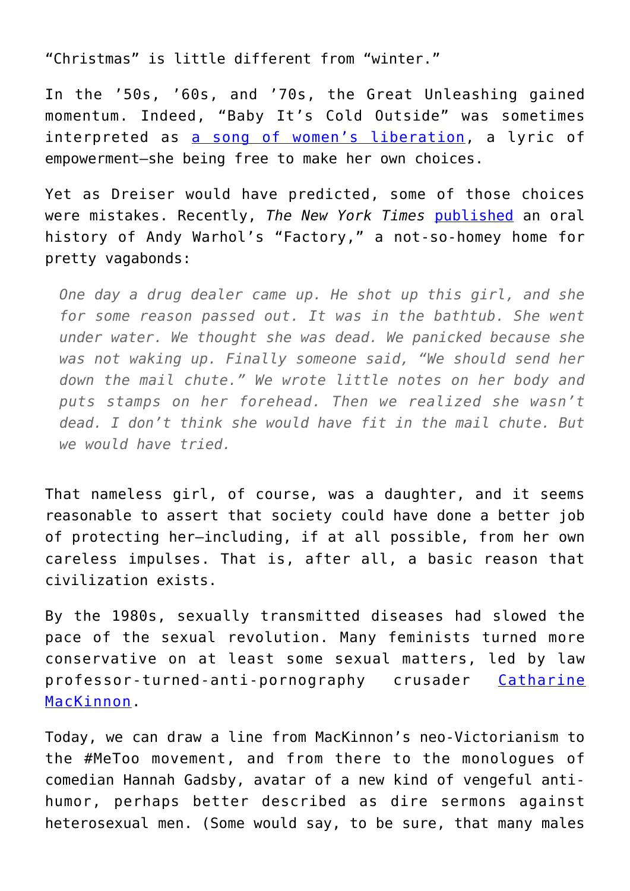"Christmas" is little different from "winter."

In the '50s, '60s, and '70s, the Great Unleashing gained momentum. Indeed, "Baby It's Cold Outside" was sometimes interpreted as [a song of women's liberation](), a lyric of empowerment—she being free to make her own choices.

Yet as Dreiser would have predicted, some of those choices were mistakes. Recently, *The New York Times* [published]() an oral history of Andy Warhol's "Factory," a not-so-homey home for pretty vagabonds:

> *One day a drug dealer came up. He shot up this girl, and she for some reason passed out. It was in the bathtub. She went under water. We thought she was dead. We panicked because she was not waking up. Finally someone said, "We should send her down the mail chute." We wrote little notes on her body and puts stamps on her forehead. Then we realized she wasn't dead. I don't think she would have fit in the mail chute. But we would have tried.*

That nameless girl, of course, was a daughter, and it seems reasonable to assert that society could have done a better job of protecting her—including, if at all possible, from her own careless impulses. That is, after all, a basic reason that civilization exists.

By the 1980s, sexually transmitted diseases had slowed the pace of the sexual revolution. Many feminists turned more conservative on at least some sexual matters, led by law professor-turned-anti-pornography crusader [Catharine MacKinnon]().

Today, we can draw a line from MacKinnon's neo-Victorianism to the #MeToo movement, and from there to the monologues of comedian Hannah Gadsby, avatar of a new kind of vengeful anti-humor, perhaps better described as dire sermons against heterosexual men. (Some would say, to be sure, that many males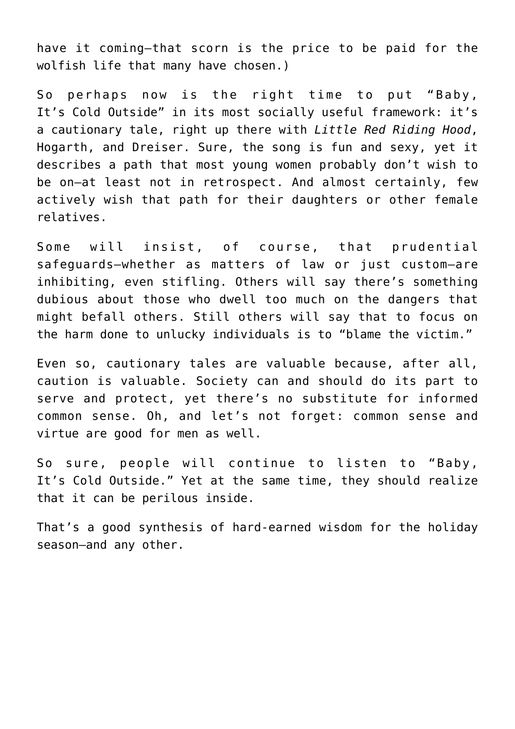have it coming—that scorn is the price to be paid for the wolfish life that many have chosen.)

So perhaps now is the right time to put "Baby, It's Cold Outside" in its most socially useful framework: it's a cautionary tale, right up there with *Little Red Riding Hood*, Hogarth, and Dreiser. Sure, the song is fun and sexy, yet it describes a path that most young women probably don't wish to be on—at least not in retrospect. And almost certainly, few actively wish that path for their daughters or other female relatives.

Some will insist, of course, that prudential safeguards—whether as matters of law or just custom—are inhibiting, even stifling. Others will say there's something dubious about those who dwell too much on the dangers that might befall others. Still others will say that to focus on the harm done to unlucky individuals is to "blame the victim."

Even so, cautionary tales are valuable because, after all, caution is valuable. Society can and should do its part to serve and protect, yet there's no substitute for informed common sense. Oh, and let's not forget: common sense and virtue are good for men as well.

So sure, people will continue to listen to "Baby, It's Cold Outside." Yet at the same time, they should realize that it can be perilous inside.

That's a good synthesis of hard-earned wisdom for the holiday season—and any other.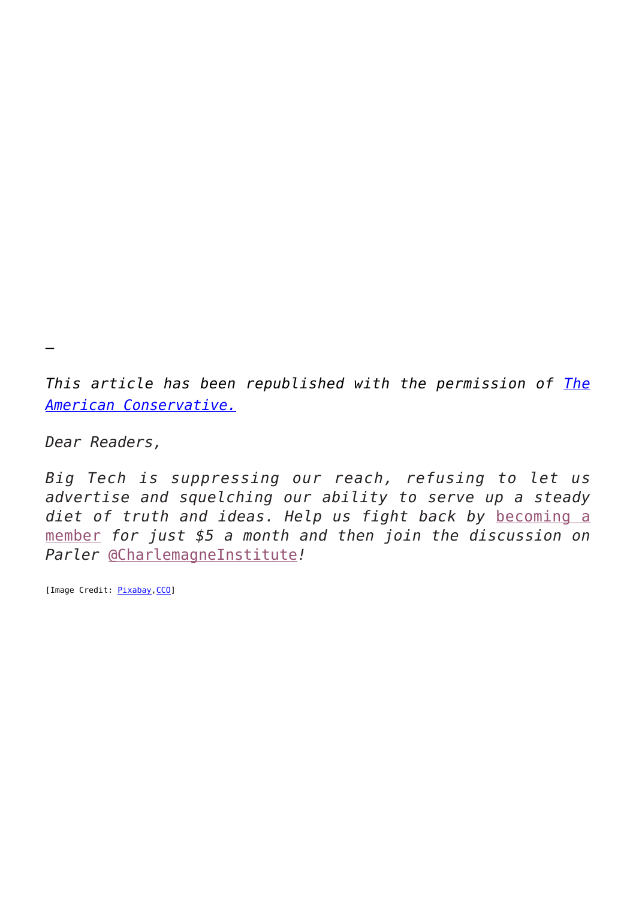—

*This article has been republished with the permission of [The American Conservative.](#)*

*Dear Readers,*

*Big Tech is suppressing our reach, refusing to let us advertise and squelching our ability to serve up a steady diet of truth and ideas. Help us fight back by [becoming a member](#) for just $5 a month and then join the discussion on Parler [@CharlemagneInstitute](#)!*

[Image Credit: Pixabay, CC0]